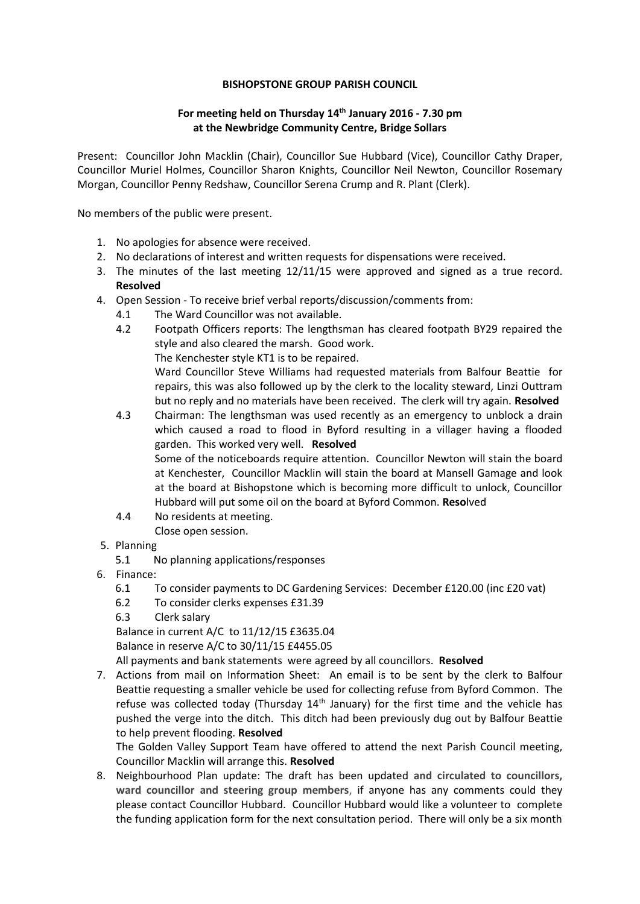**BISHOPSTONE GROUP PARISH COUNCIL**

**For meeting held on Thursday 14th January 2016 - 7.30 pm at the Newbridge Community Centre, Bridge Sollars**

Present: Councillor John Macklin (Chair), Councillor Sue Hubbard (Vice), Councillor Cathy Draper, Councillor Muriel Holmes, Councillor Sharon Knights, Councillor Neil Newton, Councillor Rosemary Morgan, Councillor Penny Redshaw, Councillor Serena Crump and R. Plant (Clerk).

No members of the public were present.

1. No apologies for absence were received.
2. No declarations of interest and written requests for dispensations were received.
3. The minutes of the last meeting 12/11/15 were approved and signed as a true record. **Resolved**
4. Open Session - To receive brief verbal reports/discussion/comments from:
   - 4.1 The Ward Councillor was not available.
   - 4.2 Footpath Officers reports: The lengthsman has cleared footpath BY29 repaired the style and also cleared the marsh. Good work.
     The Kenchester style KT1 is to be repaired.
     Ward Councillor Steve Williams had requested materials from Balfour Beattie for repairs, this was also followed up by the clerk to the locality steward, Linzi Outtram but no reply and no materials have been received. The clerk will try again. **Resolved**
   - 4.3 Chairman: The lengthsman was used recently as an emergency to unblock a drain which caused a road to flood in Byford resulting in a villager having a flooded garden. This worked very well. **Resolved**
     Some of the noticeboards require attention. Councillor Newton will stain the board at Kenchester, Councillor Macklin will stain the board at Mansell Gamage and look at the board at Bishopstone which is becoming more difficult to unlock, Councillor Hubbard will put some oil on the board at Byford Common. **Reso**lved
   - 4.4 No residents at meeting.
     Close open session.
5. Planning
   - 5.1 No planning applications/responses
6. Finance:
   - 6.1 To consider payments to DC Gardening Services: December £120.00 (inc £20 vat)
   - 6.2 To consider clerks expenses £31.39
   - 6.3 Clerk salary

   Balance in current A/C to 11/12/15 £3635.04
   Balance in reserve A/C to 30/11/15 £4455.05
   All payments and bank statements were agreed by all councillors. **Resolved**
7. Actions from mail on Information Sheet: An email is to be sent by the clerk to Balfour Beattie requesting a smaller vehicle be used for collecting refuse from Byford Common. The refuse was collected today (Thursday 14th January) for the first time and the vehicle has pushed the verge into the ditch. This ditch had been previously dug out by Balfour Beattie to help prevent flooding. **Resolved**
   The Golden Valley Support Team have offered to attend the next Parish Council meeting, Councillor Macklin will arrange this. **Resolved**
8. Neighbourhood Plan update: The draft has been updated **and circulated to councillors, ward councillor and steering group members**, if anyone has any comments could they please contact Councillor Hubbard. Councillor Hubbard would like a volunteer to complete the funding application form for the next consultation period. There will only be a six month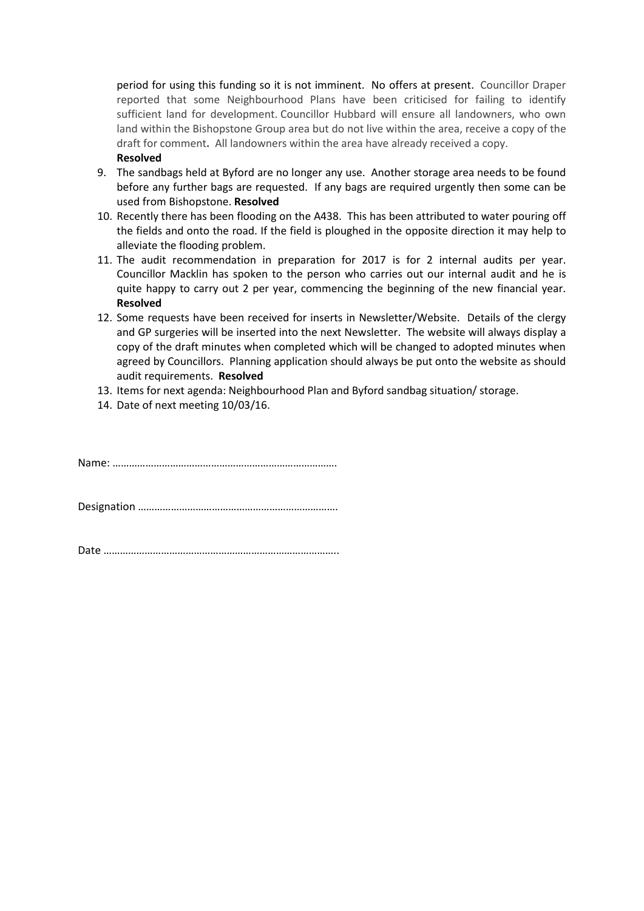period for using this funding so it is not imminent. No offers at present. Councillor Draper reported that some Neighbourhood Plans have been criticised for failing to identify sufficient land for development. Councillor Hubbard will ensure all landowners, who own land within the Bishopstone Group area but do not live within the area, receive a copy of the draft for comment. All landowners within the area have already received a copy.
**Resolved**

9. The sandbags held at Byford are no longer any use. Another storage area needs to be found before any further bags are requested. If any bags are required urgently then some can be used from Bishopstone. **Resolved**
10. Recently there has been flooding on the A438. This has been attributed to water pouring off the fields and onto the road. If the field is ploughed in the opposite direction it may help to alleviate the flooding problem.
11. The audit recommendation in preparation for 2017 is for 2 internal audits per year. Councillor Macklin has spoken to the person who carries out our internal audit and he is quite happy to carry out 2 per year, commencing the beginning of the new financial year. **Resolved**
12. Some requests have been received for inserts in Newsletter/Website. Details of the clergy and GP surgeries will be inserted into the next Newsletter. The website will always display a copy of the draft minutes when completed which will be changed to adopted minutes when agreed by Councillors. Planning application should always be put onto the website as should audit requirements. **Resolved**
13. Items for next agenda: Neighbourhood Plan and Byford sandbag situation/ storage.
14. Date of next meeting 10/03/16.

Name: ……………………………………………………………………….

Designation ……………………………………………………………….

Date …………………………………………………………………………..